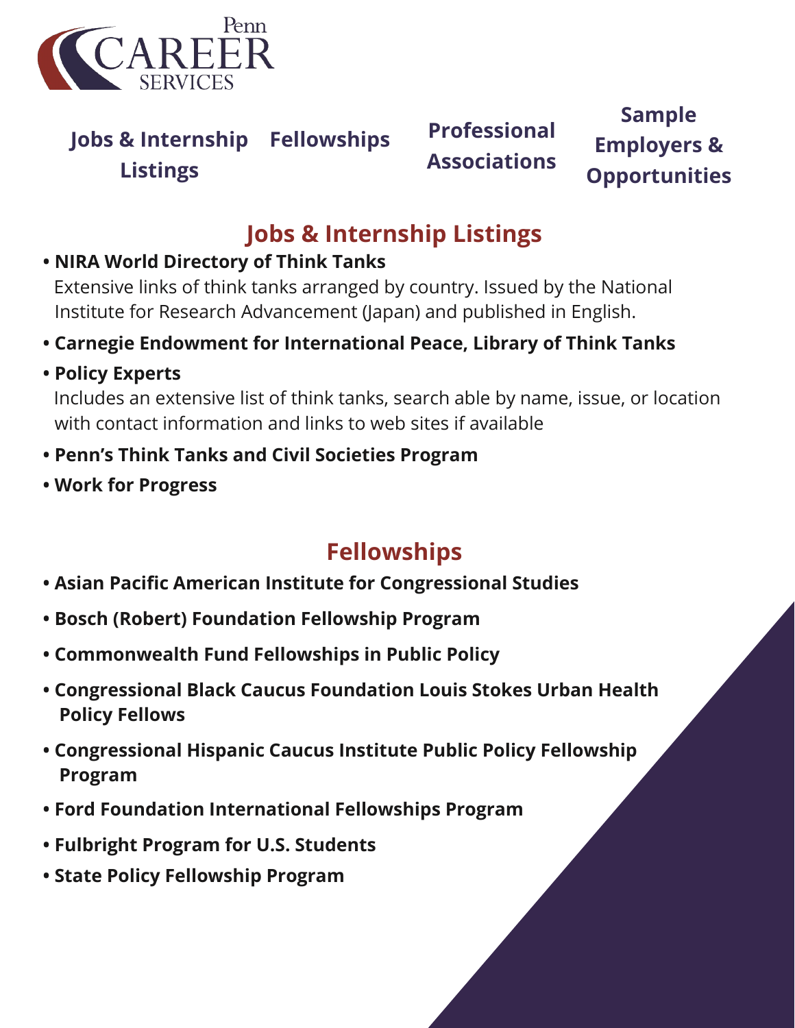Penn CAREER SERVICES

Jobs & Internship Listings | Fellowships | Professional Associations | Sample Employers & Opportunities

## Jobs & Internship Listings

- **NIRA World Directory of Think Tanks**
  Extensive links of think tanks arranged by country. Issued by the National Institute for Research Advancement (Japan) and published in English.
- **Carnegie Endowment for International Peace, Library of Think Tanks**
- **Policy Experts**
  Includes an extensive list of think tanks, search able by name, issue, or location with contact information and links to web sites if available
- **Penn's Think Tanks and Civil Societies Program**
- **Work for Progress**

## Fellowships

- **Asian Pacific American Institute for Congressional Studies**
- **Bosch (Robert) Foundation Fellowship Program**
- **Commonwealth Fund Fellowships in Public Policy**
- **Congressional Black Caucus Foundation Louis Stokes Urban Health Policy Fellows**
- **Congressional Hispanic Caucus Institute Public Policy Fellowship Program**
- **Ford Foundation International Fellowships Program**
- **Fulbright Program for U.S. Students**
- **State Policy Fellowship Program**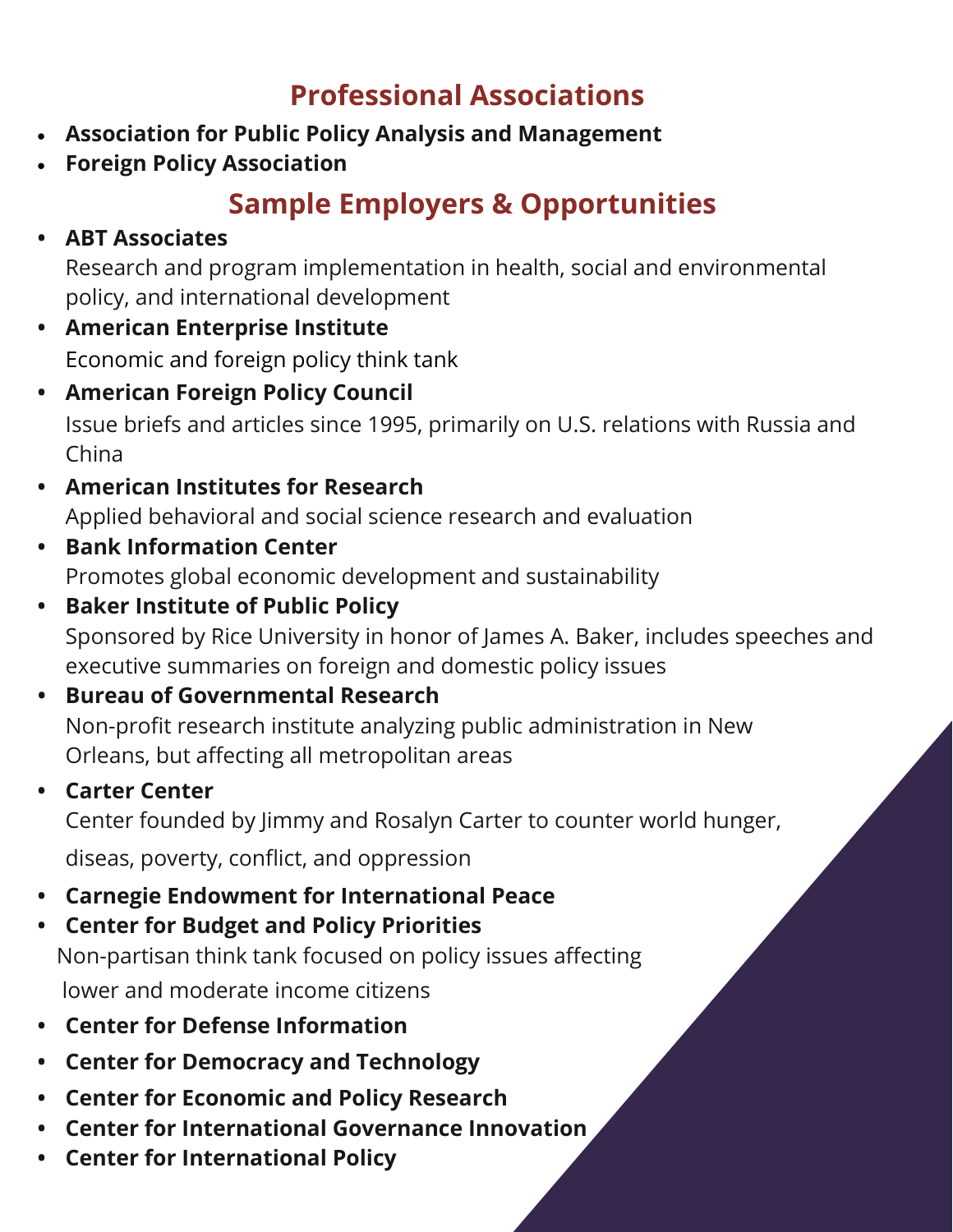## Professional Associations

- **Association for Public Policy Analysis and Management**
- **Foreign Policy Association**

## Sample Employers & Opportunities

- **ABT Associates**
  Research and program implementation in health, social and environmental policy, and international development
- **American Enterprise Institute**
  Economic and foreign policy think tank
- **American Foreign Policy Council**
  Issue briefs and articles since 1995, primarily on U.S. relations with Russia and China
- **American Institutes for Research**
  Applied behavioral and social science research and evaluation
- **Bank Information Center**
  Promotes global economic development and sustainability
- **Baker Institute of Public Policy**
  Sponsored by Rice University in honor of James A. Baker, includes speeches and executive summaries on foreign and domestic policy issues
- **Bureau of Governmental Research**
  Non-profit research institute analyzing public administration in New Orleans, but affecting all metropolitan areas
- **Carter Center**
  Center founded by Jimmy and Rosalyn Carter to counter world hunger, diseas, poverty, conflict, and oppression
- **Carnegie Endowment for International Peace**
- **Center for Budget and Policy Priorities**
  Non-partisan think tank focused on policy issues affecting lower and moderate income citizens
- **Center for Defense Information**
- **Center for Democracy and Technology**
- **Center for Economic and Policy Research**
- **Center for International Governance Innovation**
- **Center for International Policy**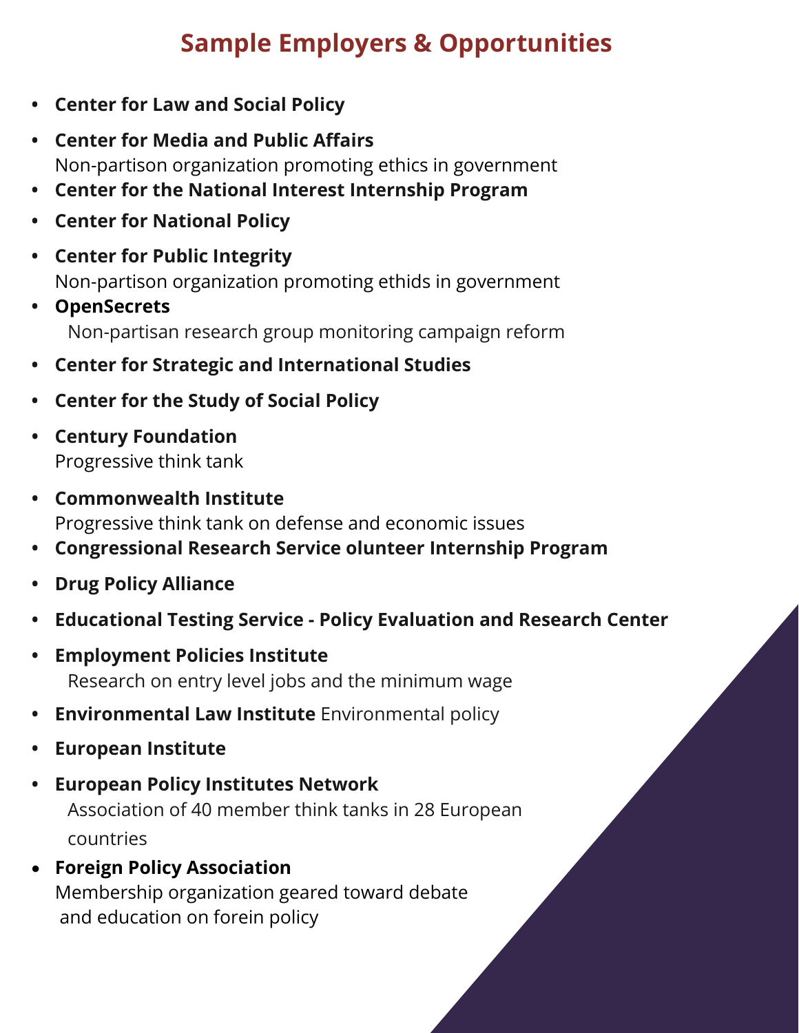# Sample Employers & Opportunities

- **Center for Law and Social Policy**
- **Center for Media and Public Affairs**
  Non-partison organization promoting ethics in government
- **Center for the National Interest Internship Program**
- **Center for National Policy**
- **Center for Public Integrity**
  Non-partison organization promoting ethids in government
- **OpenSecrets**
  Non-partisan research group monitoring campaign reform
- **Center for Strategic and International Studies**
- **Center for the Study of Social Policy**
- **Century Foundation**
  Progressive think tank
- **Commonwealth Institute**
  Progressive think tank on defense and economic issues
- **Congressional Research Service oluntеer Internship Program**
- **Drug Policy Alliance**
- **Educational Testing Service - Policy Evaluation and Research Center**
- **Employment Policies Institute**
  Research on entry level jobs and the minimum wage
- **Environmental Law Institute** Environmental policy
- **European Institute**
- **European Policy Institutes Network**
  Association of 40 member think tanks in 28 European countries
- **Foreign Policy Association**
  Membership organization geared toward debate and education on forein policy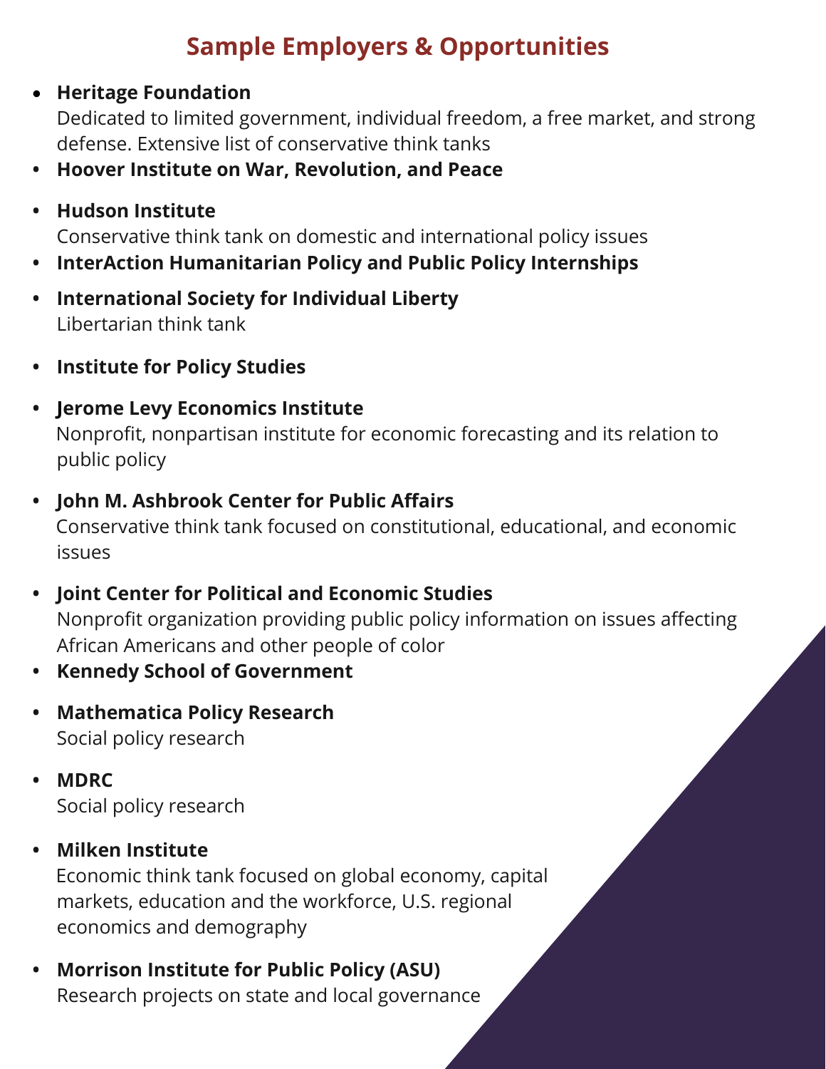## Sample Employers & Opportunities

- **Heritage Foundation**
  Dedicated to limited government, individual freedom, a free market, and strong defense. Extensive list of conservative think tanks
- **Hoover Institute on War, Revolution, and Peace**
- **Hudson Institute**
  Conservative think tank on domestic and international policy issues
- **InterAction Humanitarian Policy and Public Policy Internships**
- **International Society for Individual Liberty**
  Libertarian think tank
- **Institute for Policy Studies**
- **Jerome Levy Economics Institute**
  Nonprofit, nonpartisan institute for economic forecasting and its relation to public policy
- **John M. Ashbrook Center for Public Affairs**
  Conservative think tank focused on constitutional, educational, and economic issues
- **Joint Center for Political and Economic Studies**
  Nonprofit organization providing public policy information on issues affecting African Americans and other people of color
- **Kennedy School of Government**
- **Mathematica Policy Research**
  Social policy research
- **MDRC**
  Social policy research
- **Milken Institute**
  Economic think tank focused on global economy, capital markets, education and the workforce, U.S. regional economics and demography
- **Morrison Institute for Public Policy (ASU)**
  Research projects on state and local governance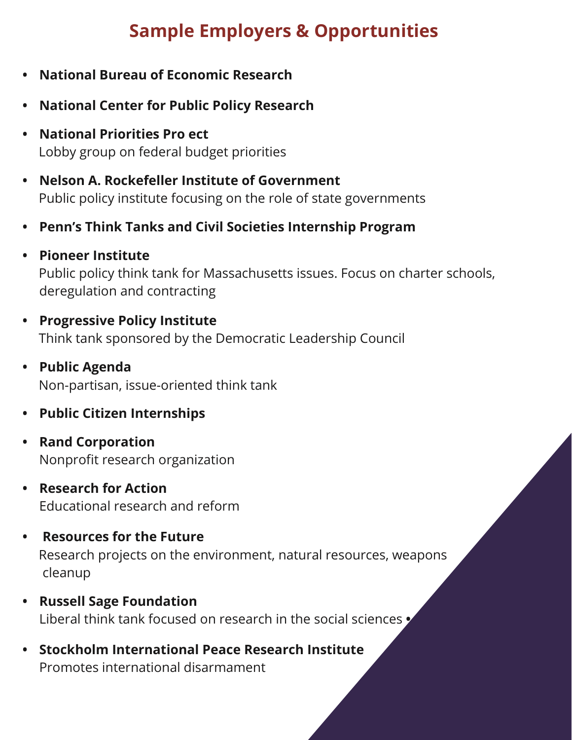## Sample Employers & Opportunities

- **National Bureau of Economic Research**
- **National Center for Public Policy Research**
- **National Priorities Pro ect**
  Lobby group on federal budget priorities
- **Nelson A. Rockefeller Institute of Government**
  Public policy institute focusing on the role of state governments
- **Penn's Think Tanks and Civil Societies Internship Program**
- **Pioneer Institute**
  Public policy think tank for Massachusetts issues. Focus on charter schools, deregulation and contracting
- **Progressive Policy Institute**
  Think tank sponsored by the Democratic Leadership Council
- **Public Agenda**
  Non-partisan, issue-oriented think tank
- **Public Citizen Internships**
- **Rand Corporation**
  Nonprofit research organization
- **Research for Action**
  Educational research and reform
- **Resources for the Future**
  Research projects on the environment, natural resources, weapons cleanup
- **Russell Sage Foundation**
  Liberal think tank focused on research in the social sciences •
- **Stockholm International Peace Research Institute**
  Promotes international disarmament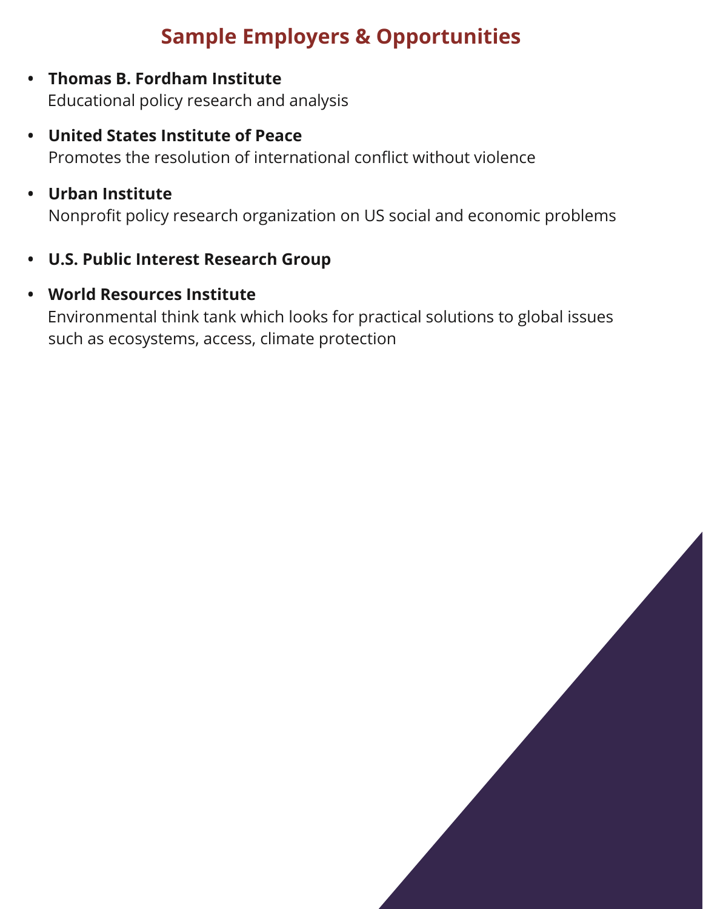## Sample Employers & Opportunities

- **Thomas B. Fordham Institute**
  Educational policy research and analysis
- **United States Institute of Peace**
  Promotes the resolution of international conflict without violence
- **Urban Institute**
  Nonprofit policy research organization on US social and economic problems
- **U.S. Public Interest Research Group**
- **World Resources Institute**
  Environmental think tank which looks for practical solutions to global issues such as ecosystems, access, climate protection